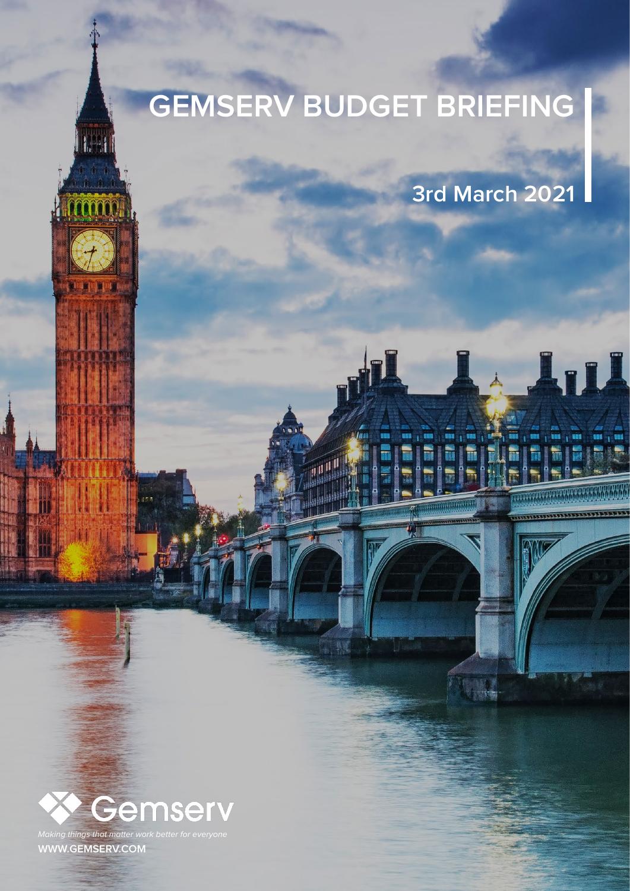# GEMSERV BUDGET BRIEFING

## 3rd March 2021

Gemserv

*Making things that matter work better for everyone*

WWW.GEMSERV.COM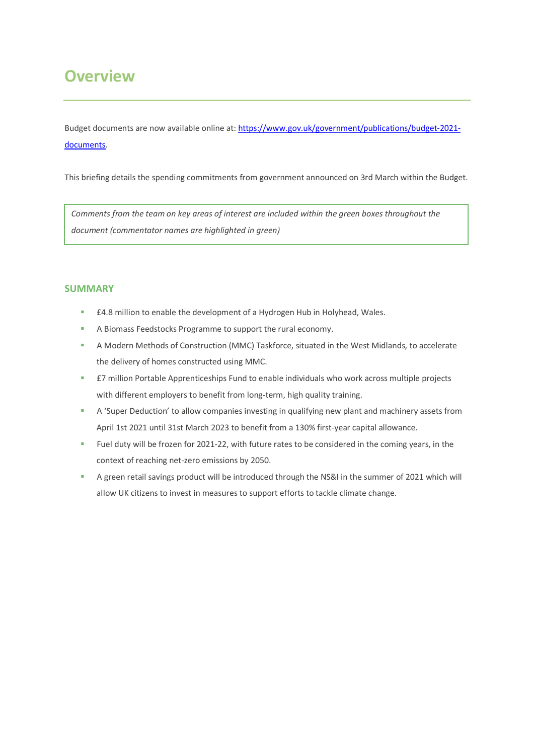# Overview

Budget documents are now available online at: [https://www.gov.uk/government/publications/budget-2021-documents](https://www.gov.uk/government/publications/budget-2021-documents).

This briefing details the spending commitments from government announced on 3rd March within the Budget.

> *Comments from the team on key areas of interest are included within the green boxes throughout the document (commentator names are highlighted in green)*

## SUMMARY

- £4.8 million to enable the development of a Hydrogen Hub in Holyhead, Wales.
- A Biomass Feedstocks Programme to support the rural economy.
- A Modern Methods of Construction (MMC) Taskforce, situated in the West Midlands, to accelerate the delivery of homes constructed using MMC.
- £7 million Portable Apprenticeships Fund to enable individuals who work across multiple projects with different employers to benefit from long-term, high quality training.
- A 'Super Deduction' to allow companies investing in qualifying new plant and machinery assets from April 1st 2021 until 31st March 2023 to benefit from a 130% first-year capital allowance.
- Fuel duty will be frozen for 2021-22, with future rates to be considered in the coming years, in the context of reaching net-zero emissions by 2050.
- A green retail savings product will be introduced through the NS&I in the summer of 2021 which will allow UK citizens to invest in measures to support efforts to tackle climate change.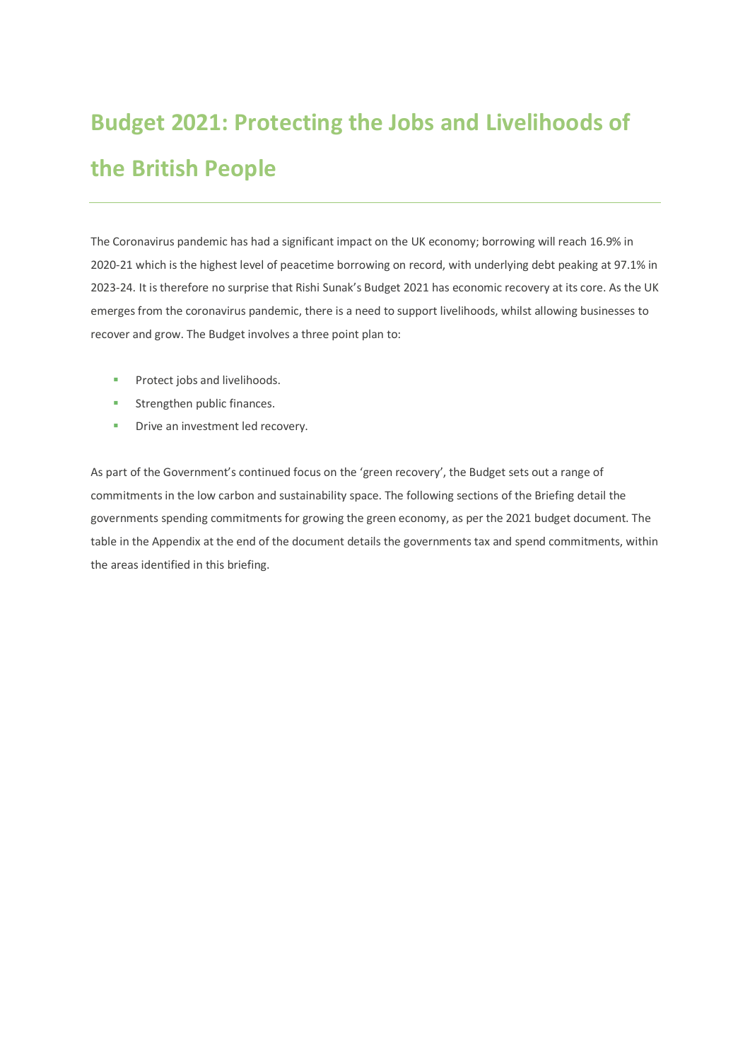# Budget 2021: Protecting the Jobs and Livelihoods of the British People

The Coronavirus pandemic has had a significant impact on the UK economy; borrowing will reach 16.9% in 2020-21 which is the highest level of peacetime borrowing on record, with underlying debt peaking at 97.1% in 2023-24. It is therefore no surprise that Rishi Sunak's Budget 2021 has economic recovery at its core. As the UK emerges from the coronavirus pandemic, there is a need to support livelihoods, whilst allowing businesses to recover and grow. The Budget involves a three point plan to:

- Protect jobs and livelihoods.
- Strengthen public finances.
- Drive an investment led recovery.

As part of the Government's continued focus on the 'green recovery', the Budget sets out a range of commitments in the low carbon and sustainability space. The following sections of the Briefing detail the governments spending commitments for growing the green economy, as per the 2021 budget document. The table in the Appendix at the end of the document details the governments tax and spend commitments, within the areas identified in this briefing.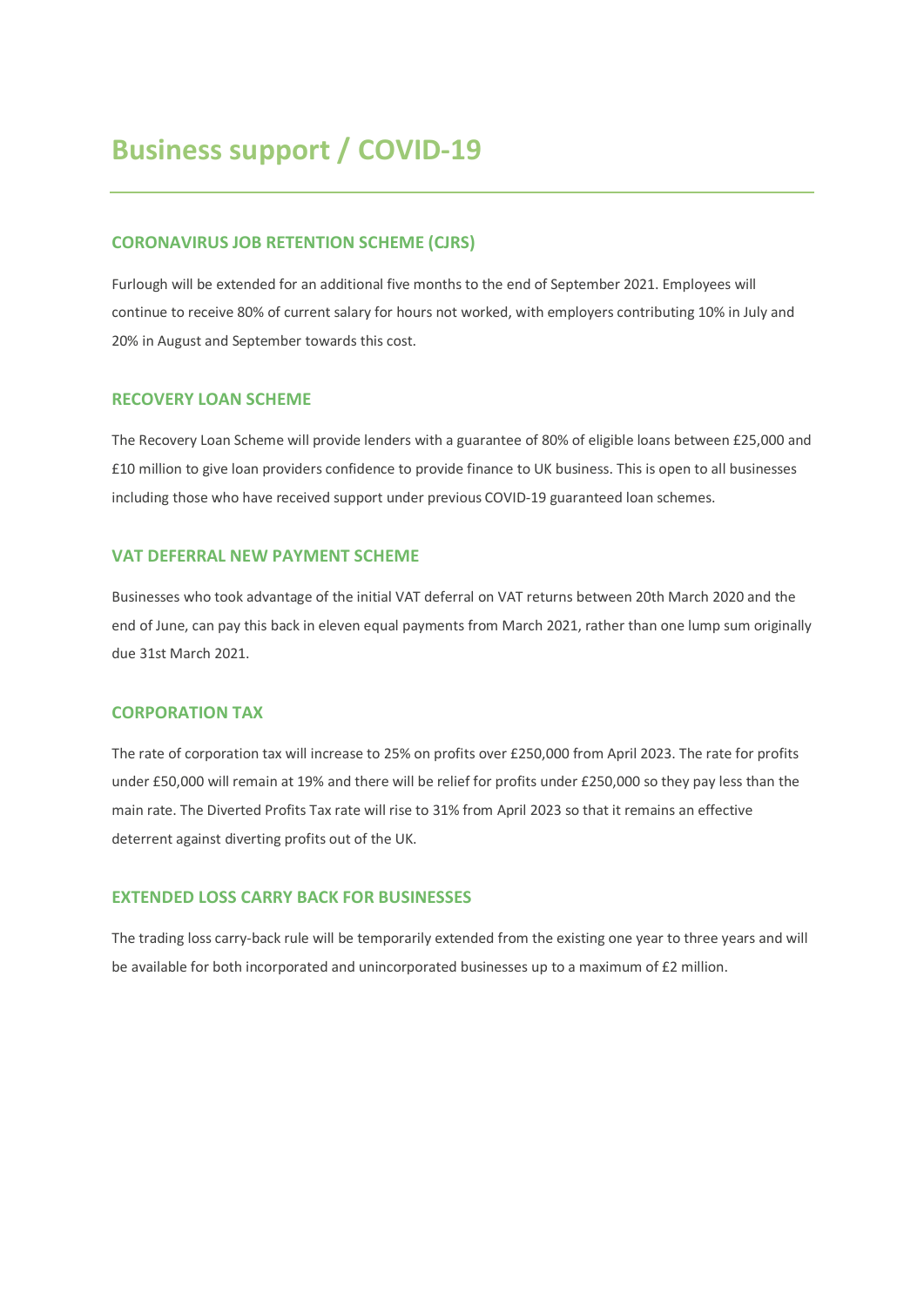# Business support / COVID-19

## CORONAVIRUS JOB RETENTION SCHEME (CJRS)

Furlough will be extended for an additional five months to the end of September 2021. Employees will continue to receive 80% of current salary for hours not worked, with employers contributing 10% in July and 20% in August and September towards this cost.

## RECOVERY LOAN SCHEME

The Recovery Loan Scheme will provide lenders with a guarantee of 80% of eligible loans between £25,000 and £10 million to give loan providers confidence to provide finance to UK business. This is open to all businesses including those who have received support under previous COVID-19 guaranteed loan schemes.

## VAT DEFERRAL NEW PAYMENT SCHEME

Businesses who took advantage of the initial VAT deferral on VAT returns between 20th March 2020 and the end of June, can pay this back in eleven equal payments from March 2021, rather than one lump sum originally due 31st March 2021.

## CORPORATION TAX

The rate of corporation tax will increase to 25% on profits over £250,000 from April 2023. The rate for profits under £50,000 will remain at 19% and there will be relief for profits under £250,000 so they pay less than the main rate. The Diverted Profits Tax rate will rise to 31% from April 2023 so that it remains an effective deterrent against diverting profits out of the UK.

## EXTENDED LOSS CARRY BACK FOR BUSINESSES

The trading loss carry-back rule will be temporarily extended from the existing one year to three years and will be available for both incorporated and unincorporated businesses up to a maximum of £2 million.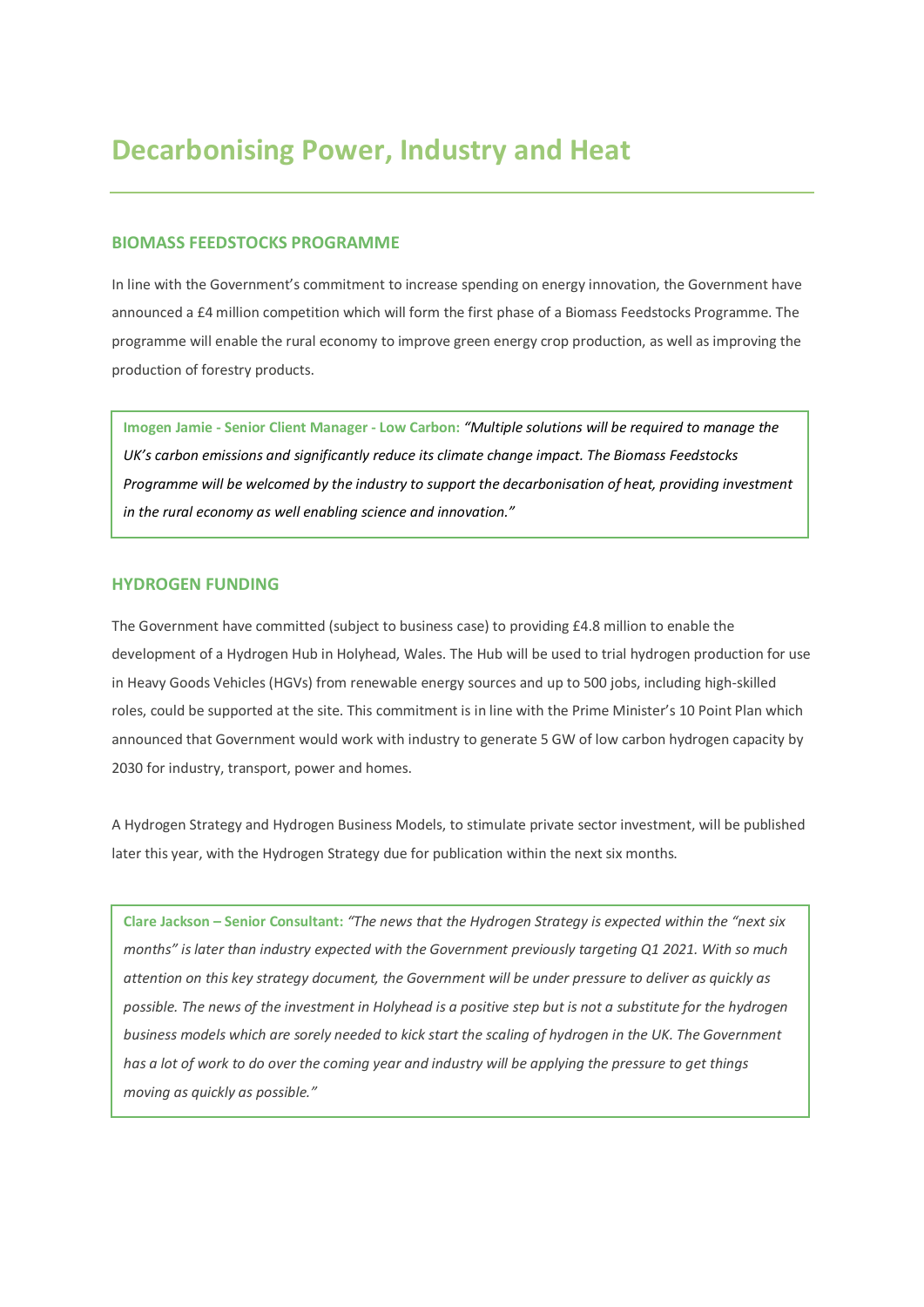# Decarbonising Power, Industry and Heat

## BIOMASS FEEDSTOCKS PROGRAMME

In line with the Government's commitment to increase spending on energy innovation, the Government have announced a £4 million competition which will form the first phase of a Biomass Feedstocks Programme. The programme will enable the rural economy to improve green energy crop production, as well as improving the production of forestry products.

> **Imogen Jamie - Senior Client Manager - Low Carbon:** *"Multiple solutions will be required to manage the UK's carbon emissions and significantly reduce its climate change impact. The Biomass Feedstocks Programme will be welcomed by the industry to support the decarbonisation of heat, providing investment in the rural economy as well enabling science and innovation."*

## HYDROGEN FUNDING

The Government have committed (subject to business case) to providing £4.8 million to enable the development of a Hydrogen Hub in Holyhead, Wales. The Hub will be used to trial hydrogen production for use in Heavy Goods Vehicles (HGVs) from renewable energy sources and up to 500 jobs, including high-skilled roles, could be supported at the site. This commitment is in line with the Prime Minister's 10 Point Plan which announced that Government would work with industry to generate 5 GW of low carbon hydrogen capacity by 2030 for industry, transport, power and homes.

A Hydrogen Strategy and Hydrogen Business Models, to stimulate private sector investment, will be published later this year, with the Hydrogen Strategy due for publication within the next six months.

> **Clare Jackson – Senior Consultant:** *"The news that the Hydrogen Strategy is expected within the "next six months" is later than industry expected with the Government previously targeting Q1 2021. With so much attention on this key strategy document, the Government will be under pressure to deliver as quickly as possible. The news of the investment in Holyhead is a positive step but is not a substitute for the hydrogen business models which are sorely needed to kick start the scaling of hydrogen in the UK. The Government has a lot of work to do over the coming year and industry will be applying the pressure to get things moving as quickly as possible."*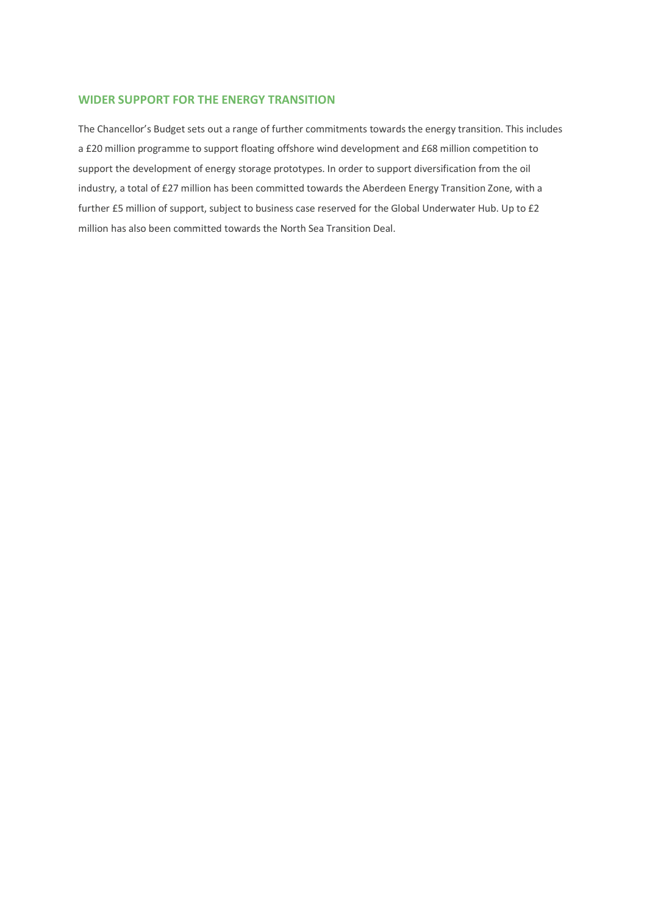## WIDER SUPPORT FOR THE ENERGY TRANSITION

The Chancellor's Budget sets out a range of further commitments towards the energy transition. This includes a £20 million programme to support floating offshore wind development and £68 million competition to support the development of energy storage prototypes. In order to support diversification from the oil industry, a total of £27 million has been committed towards the Aberdeen Energy Transition Zone, with a further £5 million of support, subject to business case reserved for the Global Underwater Hub. Up to £2 million has also been committed towards the North Sea Transition Deal.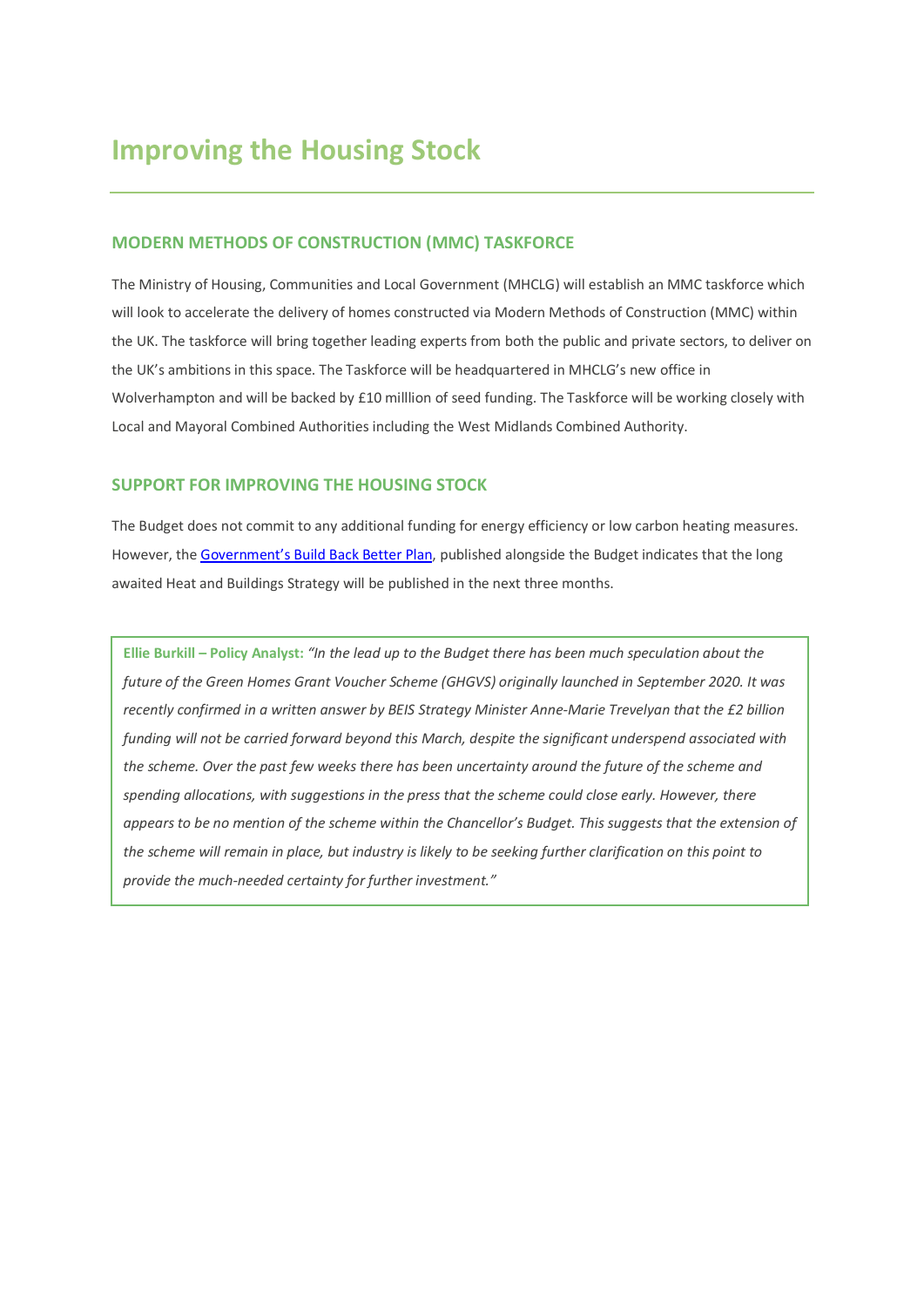# Improving the Housing Stock

## MODERN METHODS OF CONSTRUCTION (MMC) TASKFORCE

The Ministry of Housing, Communities and Local Government (MHCLG) will establish an MMC taskforce which will look to accelerate the delivery of homes constructed via Modern Methods of Construction (MMC) within the UK. The taskforce will bring together leading experts from both the public and private sectors, to deliver on the UK's ambitions in this space. The Taskforce will be headquartered in MHCLG's new office in Wolverhampton and will be backed by £10 milllion of seed funding. The Taskforce will be working closely with Local and Mayoral Combined Authorities including the West Midlands Combined Authority.

## SUPPORT FOR IMPROVING THE HOUSING STOCK

The Budget does not commit to any additional funding for energy efficiency or low carbon heating measures. However, the Government's Build Back Better Plan, published alongside the Budget indicates that the long awaited Heat and Buildings Strategy will be published in the next three months.

**Ellie Burkill – Policy Analyst:** *"In the lead up to the Budget there has been much speculation about the future of the Green Homes Grant Voucher Scheme (GHGVS) originally launched in September 2020. It was recently confirmed in a written answer by BEIS Strategy Minister Anne-Marie Trevelyan that the £2 billion funding will not be carried forward beyond this March, despite the significant underspend associated with the scheme. Over the past few weeks there has been uncertainty around the future of the scheme and spending allocations, with suggestions in the press that the scheme could close early. However, there appears to be no mention of the scheme within the Chancellor's Budget. This suggests that the extension of the scheme will remain in place, but industry is likely to be seeking further clarification on this point to provide the much-needed certainty for further investment."*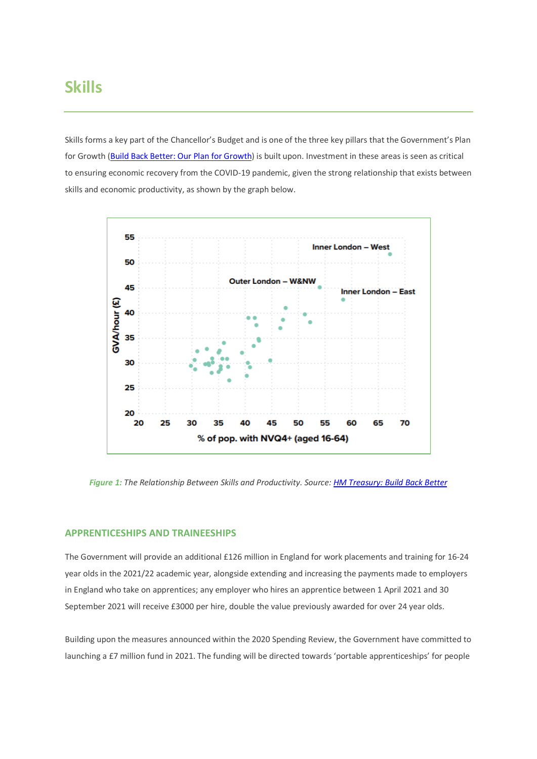# Skills

Skills forms a key part of the Chancellor's Budget and is one of the three key pillars that the Government's Plan for Growth (Build Back Better: Our Plan for Growth) is built upon. Investment in these areas is seen as critical to ensuring economic recovery from the COVID-19 pandemic, given the strong relationship that exists between skills and economic productivity, as shown by the graph below.

*Figure 1: The Relationship Between Skills and Productivity. Source: HM Treasury: Build Back Better*

## APPRENTICESHIPS AND TRAINEESHIPS

The Government will provide an additional £126 million in England for work placements and training for 16-24 year olds in the 2021/22 academic year, alongside extending and increasing the payments made to employers in England who take on apprentices; any employer who hires an apprentice between 1 April 2021 and 30 September 2021 will receive £3000 per hire, double the value previously awarded for over 24 year olds.

Building upon the measures announced within the 2020 Spending Review, the Government have committed to launching a £7 million fund in 2021. The funding will be directed towards 'portable apprenticeships' for people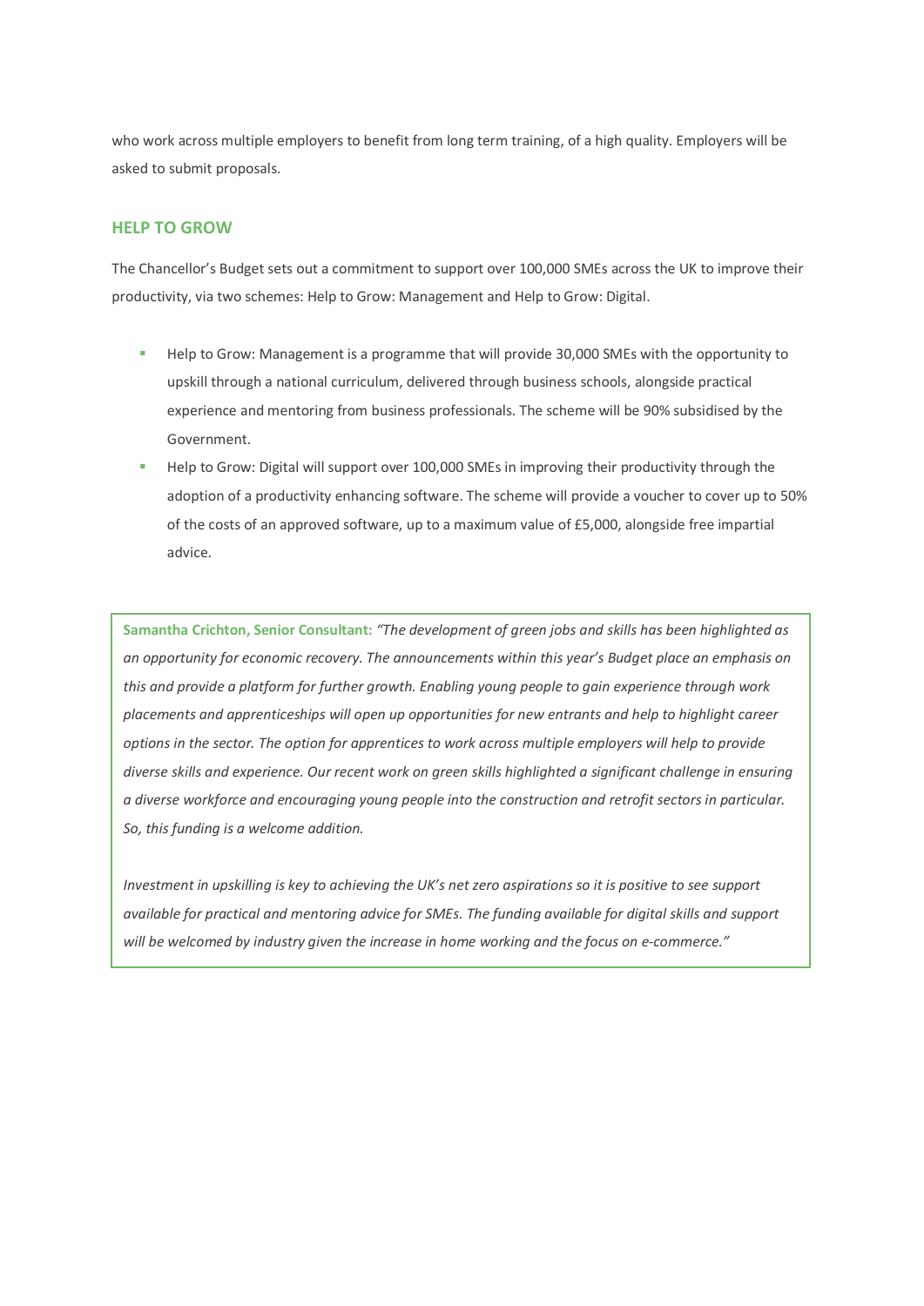who work across multiple employers to benefit from long term training, of a high quality. Employers will be asked to submit proposals.

## HELP TO GROW

The Chancellor's Budget sets out a commitment to support over 100,000 SMEs across the UK to improve their productivity, via two schemes: Help to Grow: Management and Help to Grow: Digital.

- Help to Grow: Management is a programme that will provide 30,000 SMEs with the opportunity to upskill through a national curriculum, delivered through business schools, alongside practical experience and mentoring from business professionals. The scheme will be 90% subsidised by the Government.
- Help to Grow: Digital will support over 100,000 SMEs in improving their productivity through the adoption of a productivity enhancing software. The scheme will provide a voucher to cover up to 50% of the costs of an approved software, up to a maximum value of £5,000, alongside free impartial advice.

> **Samantha Crichton, Senior Consultant:** *"The development of green jobs and skills has been highlighted as an opportunity for economic recovery. The announcements within this year's Budget place an emphasis on this and provide a platform for further growth. Enabling young people to gain experience through work placements and apprenticeships will open up opportunities for new entrants and help to highlight career options in the sector. The option for apprentices to work across multiple employers will help to provide diverse skills and experience. Our recent work on green skills highlighted a significant challenge in ensuring a diverse workforce and encouraging young people into the construction and retrofit sectors in particular. So, this funding is a welcome addition.*
>
> *Investment in upskilling is key to achieving the UK's net zero aspirations so it is positive to see support available for practical and mentoring advice for SMEs. The funding available for digital skills and support will be welcomed by industry given the increase in home working and the focus on e-commerce."*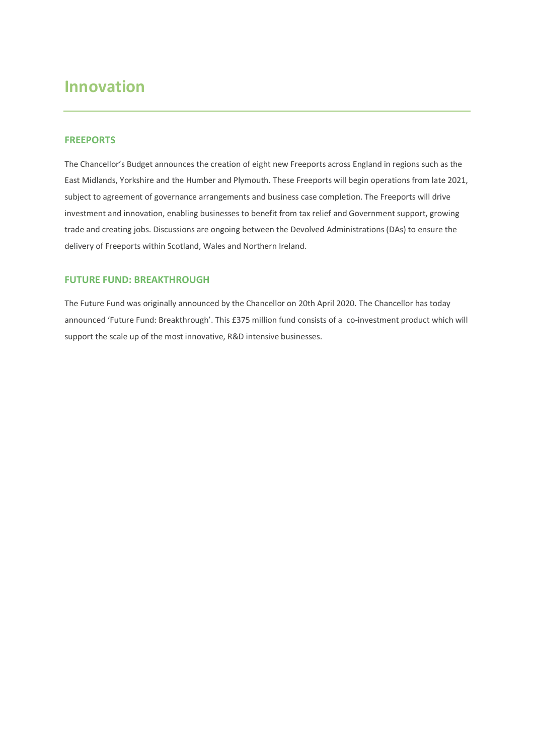# Innovation

## FREEPORTS

The Chancellor's Budget announces the creation of eight new Freeports across England in regions such as the East Midlands, Yorkshire and the Humber and Plymouth. These Freeports will begin operations from late 2021, subject to agreement of governance arrangements and business case completion. The Freeports will drive investment and innovation, enabling businesses to benefit from tax relief and Government support, growing trade and creating jobs. Discussions are ongoing between the Devolved Administrations (DAs) to ensure the delivery of Freeports within Scotland, Wales and Northern Ireland.

## FUTURE FUND: BREAKTHROUGH

The Future Fund was originally announced by the Chancellor on 20th April 2020. The Chancellor has today announced 'Future Fund: Breakthrough'. This £375 million fund consists of a co-investment product which will support the scale up of the most innovative, R&D intensive businesses.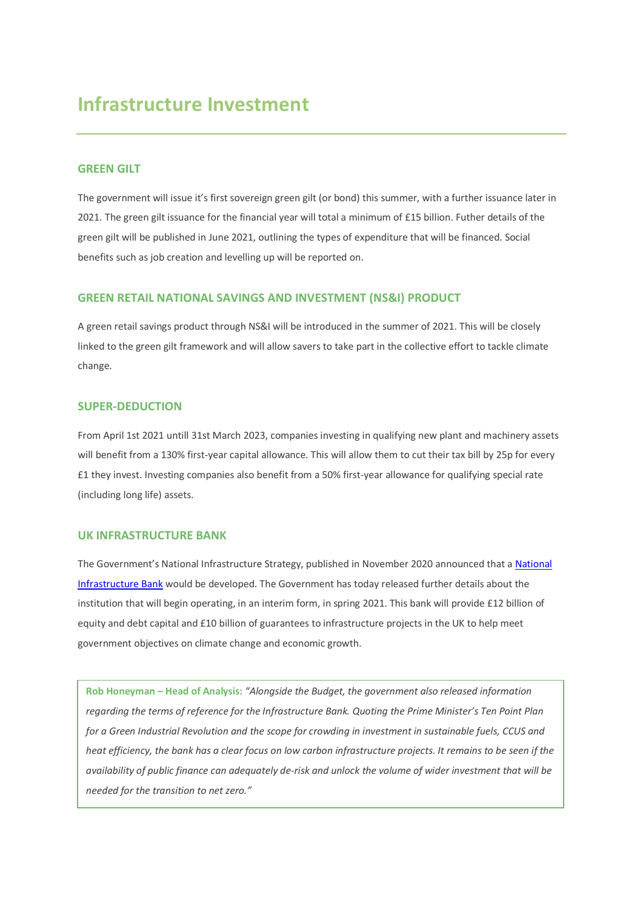# Infrastructure Investment

## GREEN GILT

The government will issue it's first sovereign green gilt (or bond) this summer, with a further issuance later in 2021. The green gilt issuance for the financial year will total a minimum of £15 billion. Futher details of the green gilt will be published in June 2021, outlining the types of expenditure that will be financed. Social benefits such as job creation and levelling up will be reported on.

## GREEN RETAIL NATIONAL SAVINGS AND INVESTMENT (NS&I) PRODUCT

A green retail savings product through NS&I will be introduced in the summer of 2021. This will be closely linked to the green gilt framework and will allow savers to take part in the collective effort to tackle climate change.

## SUPER-DEDUCTION

From April 1st 2021 untill 31st March 2023, companies investing in qualifying new plant and machinery assets will benefit from a 130% first-year capital allowance. This will allow them to cut their tax bill by 25p for every £1 they invest. Investing companies also benefit from a 50% first-year allowance for qualifying special rate (including long life) assets.

## UK INFRASTRUCTURE BANK

The Government's National Infrastructure Strategy, published in November 2020 announced that a National Infrastructure Bank would be developed. The Government has today released further details about the institution that will begin operating, in an interim form, in spring 2021. This bank will provide £12 billion of equity and debt capital and £10 billion of guarantees to infrastructure projects in the UK to help meet government objectives on climate change and economic growth.

> **Rob Honeyman – Head of Analysis:** *"Alongside the Budget, the government also released information regarding the terms of reference for the Infrastructure Bank. Quoting the Prime Minister's Ten Point Plan for a Green Industrial Revolution and the scope for crowding in investment in sustainable fuels, CCUS and heat efficiency, the bank has a clear focus on low carbon infrastructure projects. It remains to be seen if the availability of public finance can adequately de-risk and unlock the volume of wider investment that will be needed for the transition to net zero."*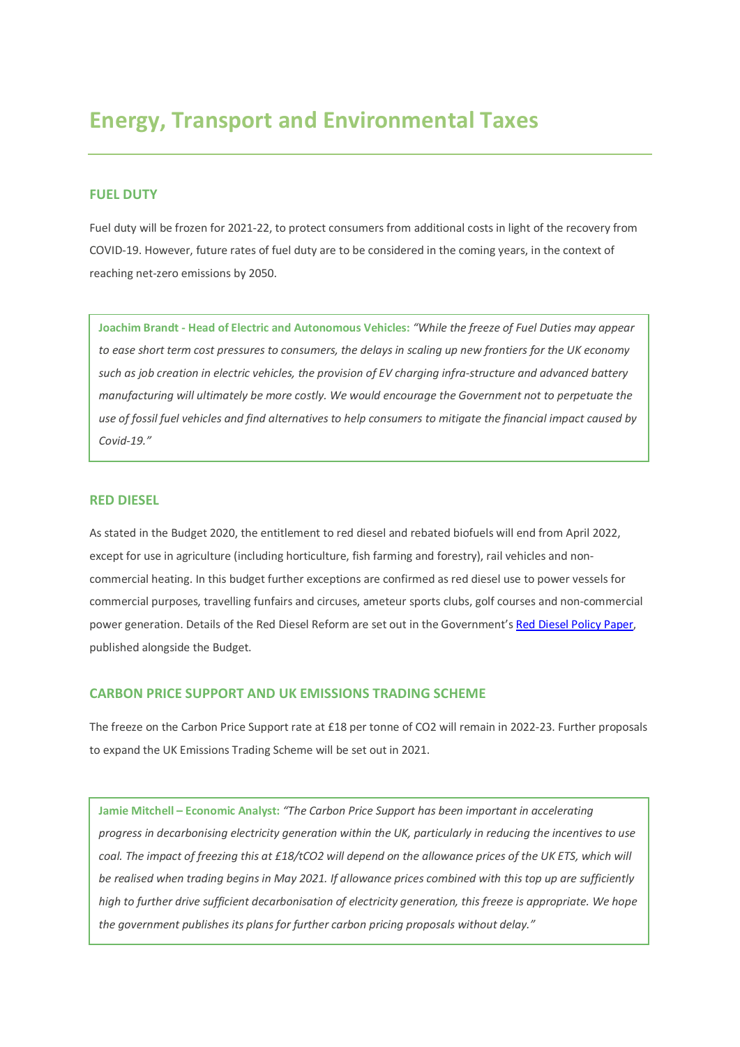# Energy, Transport and Environmental Taxes

## FUEL DUTY

Fuel duty will be frozen for 2021-22, to protect consumers from additional costs in light of the recovery from COVID-19. However, future rates of fuel duty are to be considered in the coming years, in the context of reaching net-zero emissions by 2050.

> **Joachim Brandt - Head of Electric and Autonomous Vehicles:** *"While the freeze of Fuel Duties may appear to ease short term cost pressures to consumers, the delays in scaling up new frontiers for the UK economy such as job creation in electric vehicles, the provision of EV charging infra-structure and advanced battery manufacturing will ultimately be more costly. We would encourage the Government not to perpetuate the use of fossil fuel vehicles and find alternatives to help consumers to mitigate the financial impact caused by Covid-19."*

## RED DIESEL

As stated in the Budget 2020, the entitlement to red diesel and rebated biofuels will end from April 2022, except for use in agriculture (including horticulture, fish farming and forestry), rail vehicles and non-commercial heating. In this budget further exceptions are confirmed as red diesel use to power vessels for commercial purposes, travelling funfairs and circuses, ameteur sports clubs, golf courses and non-commercial power generation. Details of the Red Diesel Reform are set out in the Government's Red Diesel Policy Paper, published alongside the Budget.

## CARBON PRICE SUPPORT AND UK EMISSIONS TRADING SCHEME

The freeze on the Carbon Price Support rate at £18 per tonne of CO2 will remain in 2022-23. Further proposals to expand the UK Emissions Trading Scheme will be set out in 2021.

> **Jamie Mitchell – Economic Analyst:** *"The Carbon Price Support has been important in accelerating progress in decarbonising electricity generation within the UK, particularly in reducing the incentives to use coal. The impact of freezing this at £18/tCO2 will depend on the allowance prices of the UK ETS, which will be realised when trading begins in May 2021. If allowance prices combined with this top up are sufficiently high to further drive sufficient decarbonisation of electricity generation, this freeze is appropriate. We hope the government publishes its plans for further carbon pricing proposals without delay."*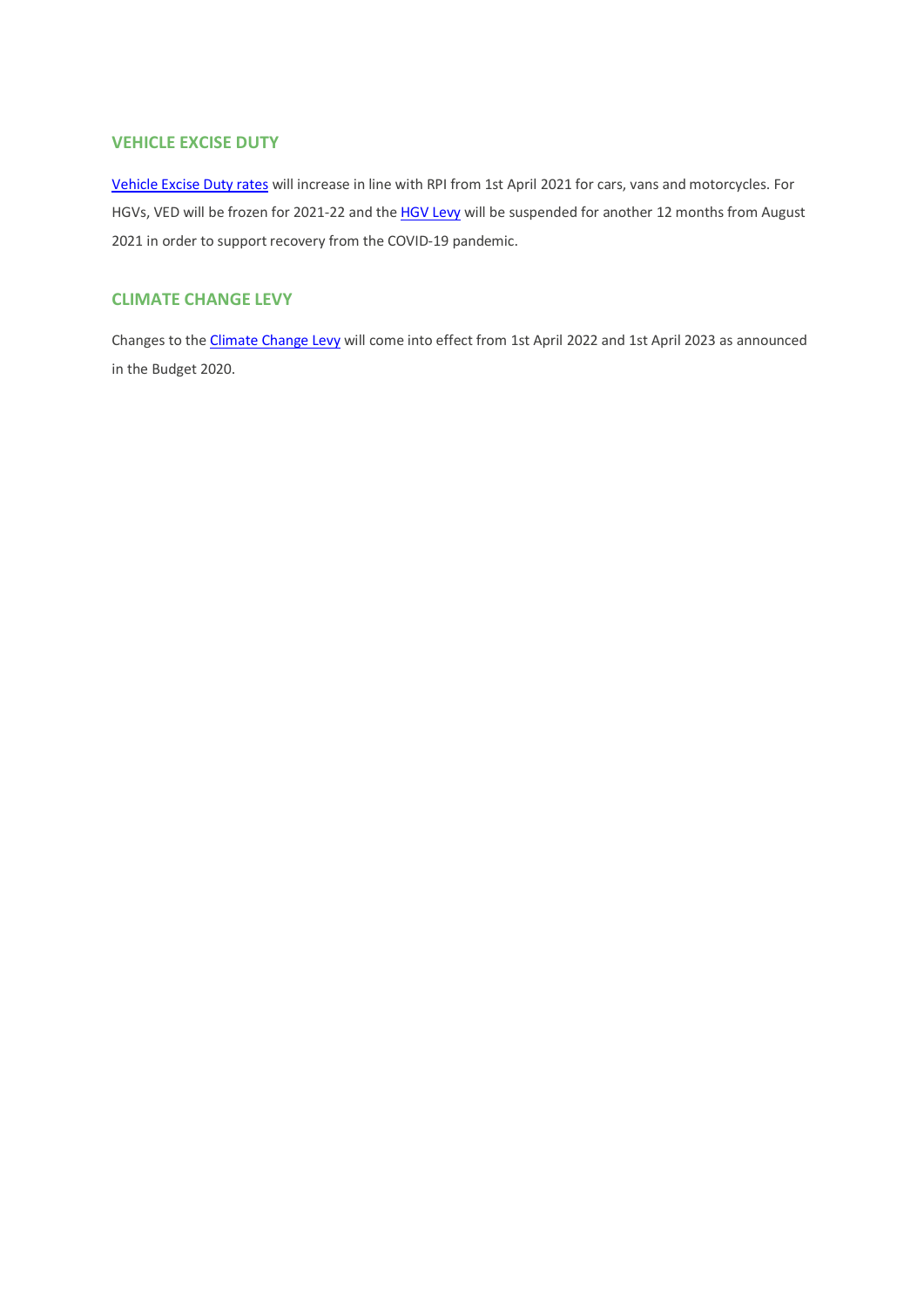## VEHICLE EXCISE DUTY

Vehicle Excise Duty rates will increase in line with RPI from 1st April 2021 for cars, vans and motorcycles. For HGVs, VED will be frozen for 2021-22 and the HGV Levy will be suspended for another 12 months from August 2021 in order to support recovery from the COVID-19 pandemic.

## CLIMATE CHANGE LEVY

Changes to the Climate Change Levy will come into effect from 1st April 2022 and 1st April 2023 as announced in the Budget 2020.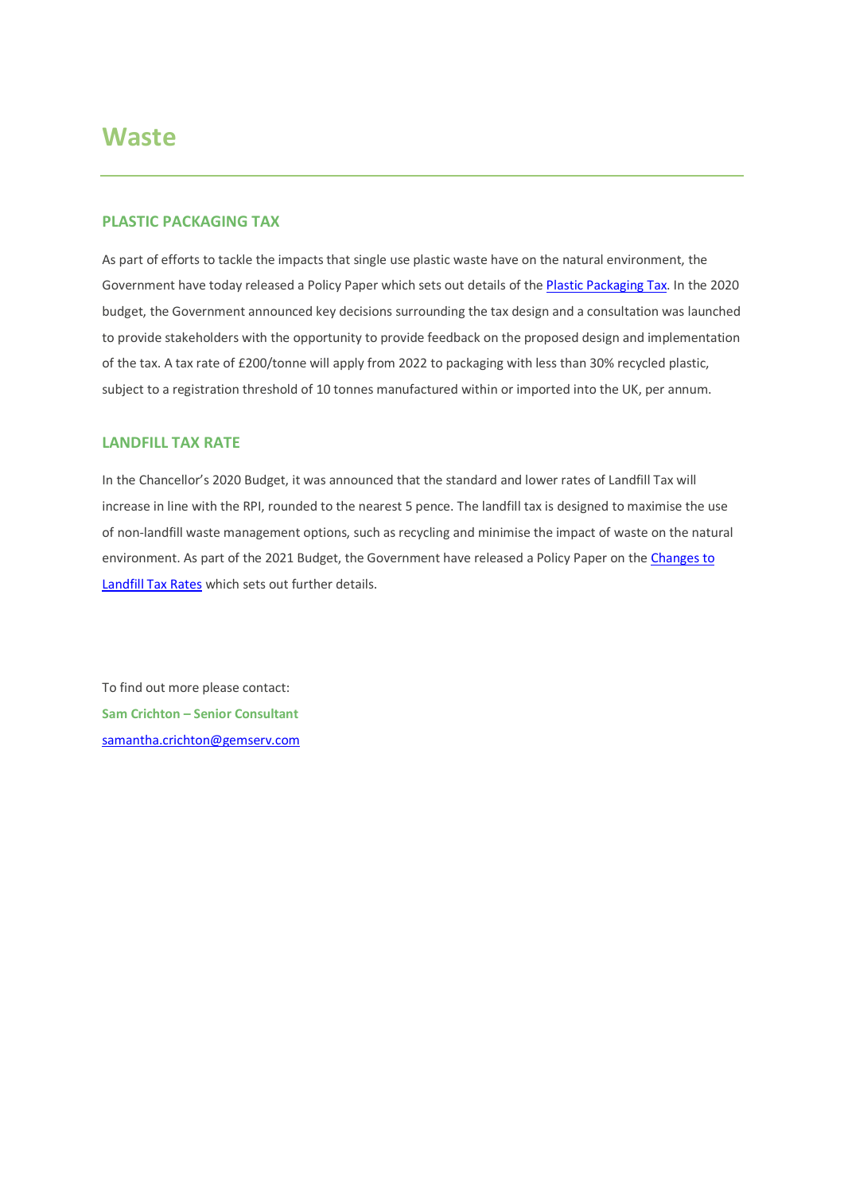# Waste

## PLASTIC PACKAGING TAX

As part of efforts to tackle the impacts that single use plastic waste have on the natural environment, the Government have today released a Policy Paper which sets out details of the Plastic Packaging Tax. In the 2020 budget, the Government announced key decisions surrounding the tax design and a consultation was launched to provide stakeholders with the opportunity to provide feedback on the proposed design and implementation of the tax. A tax rate of £200/tonne will apply from 2022 to packaging with less than 30% recycled plastic, subject to a registration threshold of 10 tonnes manufactured within or imported into the UK, per annum.

## LANDFILL TAX RATE

In the Chancellor's 2020 Budget, it was announced that the standard and lower rates of Landfill Tax will increase in line with the RPI, rounded to the nearest 5 pence. The landfill tax is designed to maximise the use of non-landfill waste management options, such as recycling and minimise the impact of waste on the natural environment. As part of the 2021 Budget, the Government have released a Policy Paper on the Changes to Landfill Tax Rates which sets out further details.

To find out more please contact:

**Sam Crichton – Senior Consultant**

samantha.crichton@gemserv.com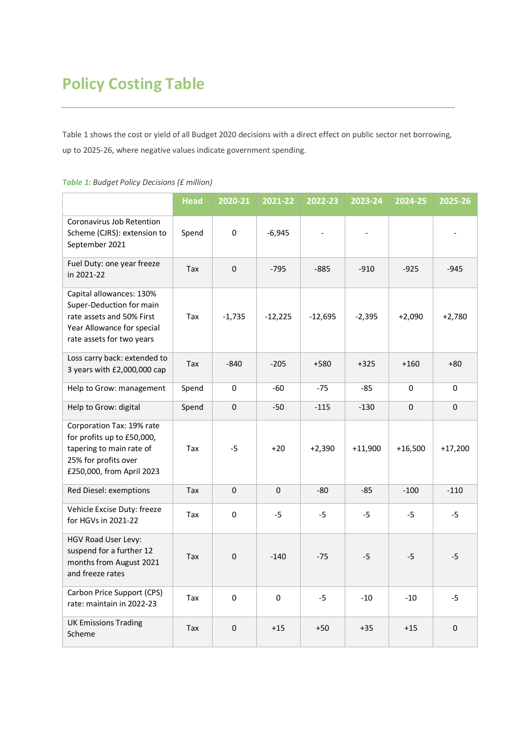# Policy Costing Table

Table 1 shows the cost or yield of all Budget 2020 decisions with a direct effect on public sector net borrowing, up to 2025-26, where negative values indicate government spending.

***Table 1:*** *Budget Policy Decisions (£ million)*

| | Head | 2020-21 | 2021-22 | 2022-23 | 2023-24 | 2024-25 | 2025-26 |
|---|---|---|---|---|---|---|---|
| Coronavirus Job Retention Scheme (CJRS): extension to September 2021 | Spend | 0 | -6,945 | - | - | | - |
| Fuel Duty: one year freeze in 2021-22 | Tax | 0 | -795 | -885 | -910 | -925 | -945 |
| Capital allowances: 130% Super-Deduction for main rate assets and 50% First Year Allowance for special rate assets for two years | Tax | -1,735 | -12,225 | -12,695 | -2,395 | +2,090 | +2,780 |
| Loss carry back: extended to 3 years with £2,000,000 cap | Tax | -840 | -205 | +580 | +325 | +160 | +80 |
| Help to Grow: management | Spend | 0 | -60 | -75 | -85 | 0 | 0 |
| Help to Grow: digital | Spend | 0 | -50 | -115 | -130 | 0 | 0 |
| Corporation Tax: 19% rate for profits up to £50,000, tapering to main rate of 25% for profits over £250,000, from April 2023 | Tax | -5 | +20 | +2,390 | +11,900 | +16,500 | +17,200 |
| Red Diesel: exemptions | Tax | 0 | 0 | -80 | -85 | -100 | -110 |
| Vehicle Excise Duty: freeze for HGVs in 2021-22 | Tax | 0 | -5 | -5 | -5 | -5 | -5 |
| HGV Road User Levy: suspend for a further 12 months from August 2021 and freeze rates | Tax | 0 | -140 | -75 | -5 | -5 | -5 |
| Carbon Price Support (CPS) rate: maintain in 2022-23 | Tax | 0 | 0 | -5 | -10 | -10 | -5 |
| UK Emissions Trading Scheme | Tax | 0 | +15 | +50 | +35 | +15 | 0 |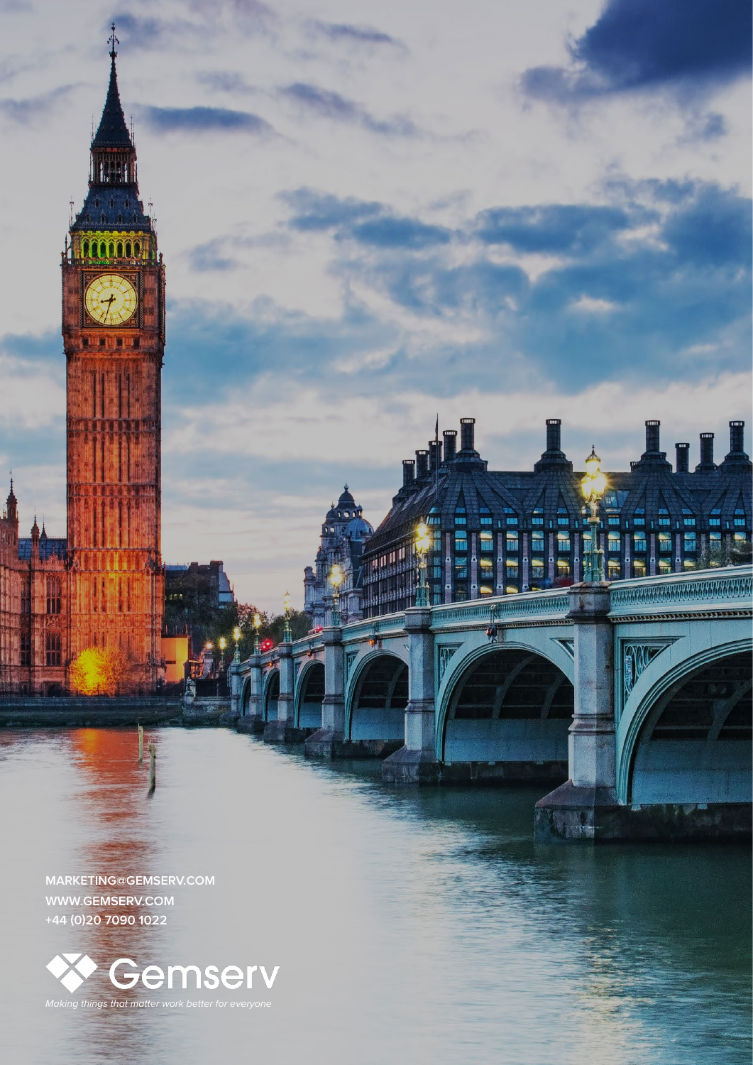MARKETING@GEMSERV.COM
WWW.GEMSERV.COM
+44 (0)20 7090 1022

Gemserv

*Making things that matter work better for everyone*